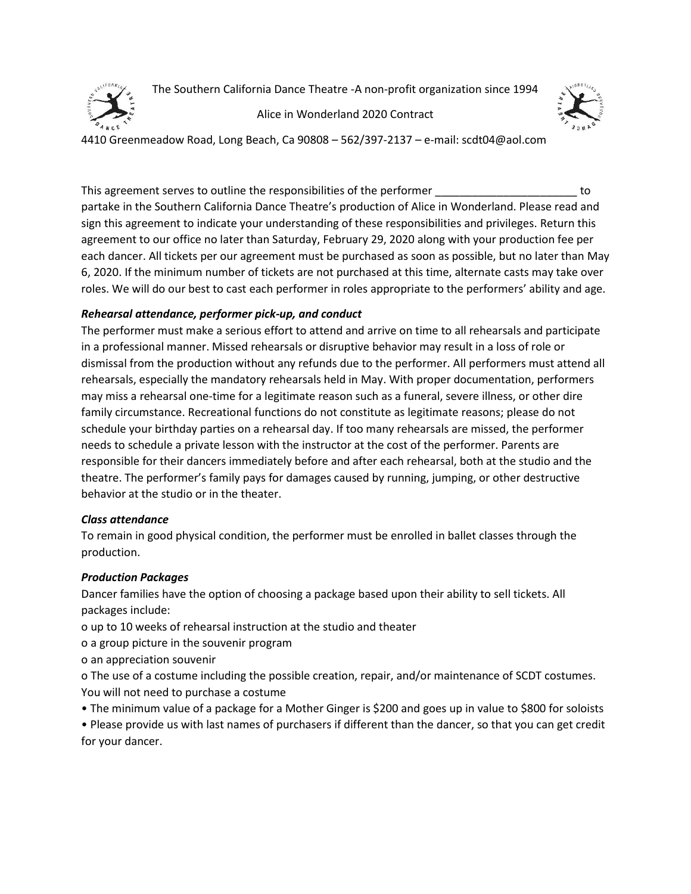The Southern California Dance Theatre -A non-profit organization since 1994

Alice in Wonderland 2020 Contract

4410 Greenmeadow Road, Long Beach, Ca 90808 – 562/397-2137 – e-mail: scdt04@aol.com

This agreement serves to outline the responsibilities of the performer _______________________ to partake in the Southern California Dance Theatre's production of Alice in Wonderland. Please read and sign this agreement to indicate your understanding of these responsibilities and privileges. Return this agreement to our office no later than Saturday, February 29, 2020 along with your production fee per each dancer. All tickets per our agreement must be purchased as soon as possible, but no later than May 6, 2020. If the minimum number of tickets are not purchased at this time, alternate casts may take over roles. We will do our best to cast each performer in roles appropriate to the performers' ability and age.

***Rehearsal attendance, performer pick-up, and conduct***

The performer must make a serious effort to attend and arrive on time to all rehearsals and participate in a professional manner. Missed rehearsals or disruptive behavior may result in a loss of role or dismissal from the production without any refunds due to the performer. All performers must attend all rehearsals, especially the mandatory rehearsals held in May. With proper documentation, performers may miss a rehearsal one-time for a legitimate reason such as a funeral, severe illness, or other dire family circumstance. Recreational functions do not constitute as legitimate reasons; please do not schedule your birthday parties on a rehearsal day. If too many rehearsals are missed, the performer needs to schedule a private lesson with the instructor at the cost of the performer. Parents are responsible for their dancers immediately before and after each rehearsal, both at the studio and the theatre. The performer's family pays for damages caused by running, jumping, or other destructive behavior at the studio or in the theater.

***Class attendance***

To remain in good physical condition, the performer must be enrolled in ballet classes through the production.

***Production Packages***

Dancer families have the option of choosing a package based upon their ability to sell tickets. All packages include:

- o up to 10 weeks of rehearsal instruction at the studio and theater
- o a group picture in the souvenir program
- o an appreciation souvenir
- o The use of a costume including the possible creation, repair, and/or maintenance of SCDT costumes. You will not need to purchase a costume

- The minimum value of a package for a Mother Ginger is $200 and goes up in value to $800 for soloists
- Please provide us with last names of purchasers if different than the dancer, so that you can get credit for your dancer.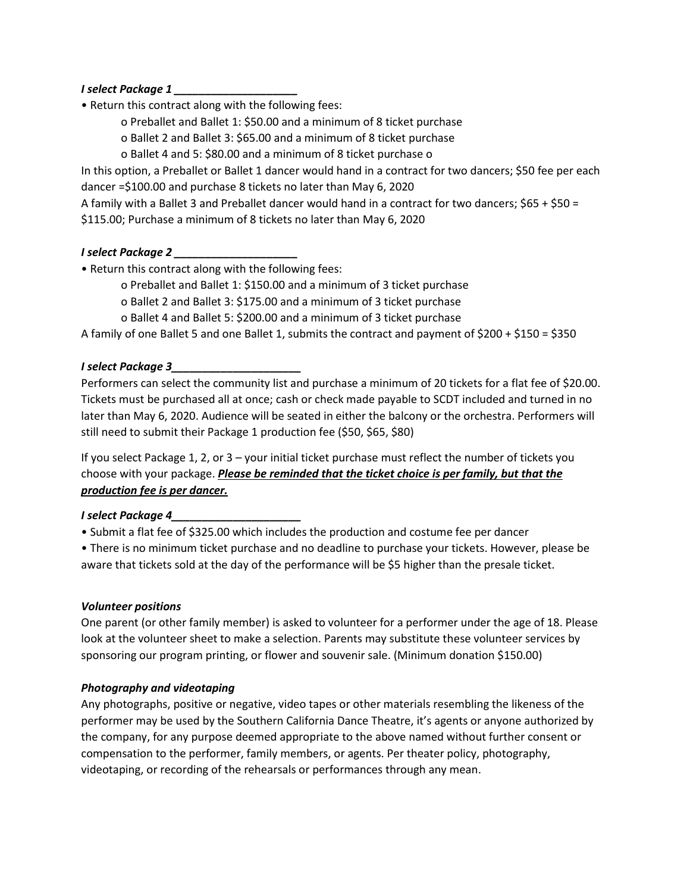***I select Package 1 ____________________***

• Return this contract along with the following fees:

  o Preballet and Ballet 1: $50.00 and a minimum of 8 ticket purchase

  o Ballet 2 and Ballet 3: $65.00 and a minimum of 8 ticket purchase

  o Ballet 4 and 5: $80.00 and a minimum of 8 ticket purchase o

In this option, a Preballet or Ballet 1 dancer would hand in a contract for two dancers; $50 fee per each dancer =$100.00 and purchase 8 tickets no later than May 6, 2020

A family with a Ballet 3 and Preballet dancer would hand in a contract for two dancers; $65 + $50 = $115.00; Purchase a minimum of 8 tickets no later than May 6, 2020

***I select Package 2 ____________________***

• Return this contract along with the following fees:

  o Preballet and Ballet 1: $150.00 and a minimum of 3 ticket purchase

  o Ballet 2 and Ballet 3: $175.00 and a minimum of 3 ticket purchase

  o Ballet 4 and Ballet 5: $200.00 and a minimum of 3 ticket purchase

A family of one Ballet 5 and one Ballet 1, submits the contract and payment of $200 + $150 = $350

***I select Package 3____________________***

Performers can select the community list and purchase a minimum of 20 tickets for a flat fee of $20.00. Tickets must be purchased all at once; cash or check made payable to SCDT included and turned in no later than May 6, 2020. Audience will be seated in either the balcony or the orchestra. Performers will still need to submit their Package 1 production fee ($50, $65, $80)

If you select Package 1, 2, or 3 – your initial ticket purchase must reflect the number of tickets you choose with your package. ***<u>Please be reminded that the ticket choice is per family, but that the production fee is per dancer.</u>***

***I select Package 4____________________***

• Submit a flat fee of $325.00 which includes the production and costume fee per dancer

• There is no minimum ticket purchase and no deadline to purchase your tickets. However, please be aware that tickets sold at the day of the performance will be $5 higher than the presale ticket.

***Volunteer positions***

One parent (or other family member) is asked to volunteer for a performer under the age of 18. Please look at the volunteer sheet to make a selection. Parents may substitute these volunteer services by sponsoring our program printing, or flower and souvenir sale. (Minimum donation $150.00)

***Photography and videotaping***

Any photographs, positive or negative, video tapes or other materials resembling the likeness of the performer may be used by the Southern California Dance Theatre, it's agents or anyone authorized by the company, for any purpose deemed appropriate to the above named without further consent or compensation to the performer, family members, or agents. Per theater policy, photography, videotaping, or recording of the rehearsals or performances through any mean.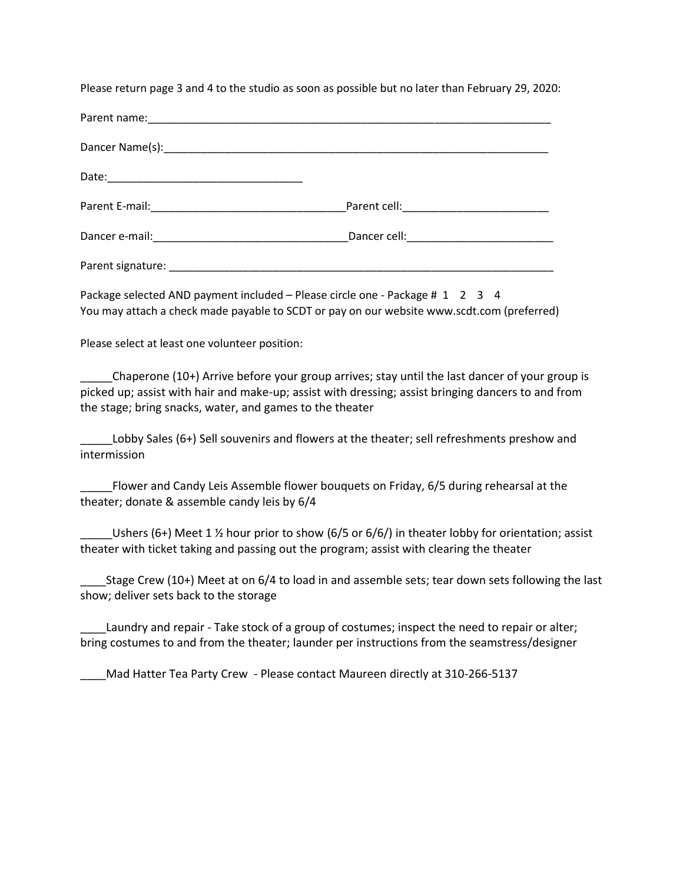Please return page 3 and 4 to the studio as soon as possible but no later than February 29, 2020:

Parent name:_____________________________________________________________________

Dancer Name(s):__________________________________________________________________

Date:________________________________

Parent E-mail:_______________________________Parent cell:________________________

Dancer e-mail:_______________________________Dancer cell:________________________

Parent signature: _________________________________________________________________

Package selected AND payment included – Please circle one - Package # 1 2 3 4
You may attach a check made payable to SCDT or pay on our website www.scdt.com (preferred)

Please select at least one volunteer position:

_____Chaperone (10+) Arrive before your group arrives; stay until the last dancer of your group is picked up; assist with hair and make-up; assist with dressing; assist bringing dancers to and from the stage; bring snacks, water, and games to the theater

_____Lobby Sales (6+) Sell souvenirs and flowers at the theater; sell refreshments preshow and intermission

_____Flower and Candy Leis Assemble flower bouquets on Friday, 6/5 during rehearsal at the theater; donate & assemble candy leis by 6/4

_____Ushers (6+) Meet 1 ½ hour prior to show (6/5 or 6/6/) in theater lobby for orientation; assist theater with ticket taking and passing out the program; assist with clearing the theater

____Stage Crew (10+) Meet at on 6/4 to load in and assemble sets; tear down sets following the last show; deliver sets back to the storage

____Laundry and repair - Take stock of a group of costumes; inspect the need to repair or alter; bring costumes to and from the theater; launder per instructions from the seamstress/designer

____Mad Hatter Tea Party Crew - Please contact Maureen directly at 310-266-5137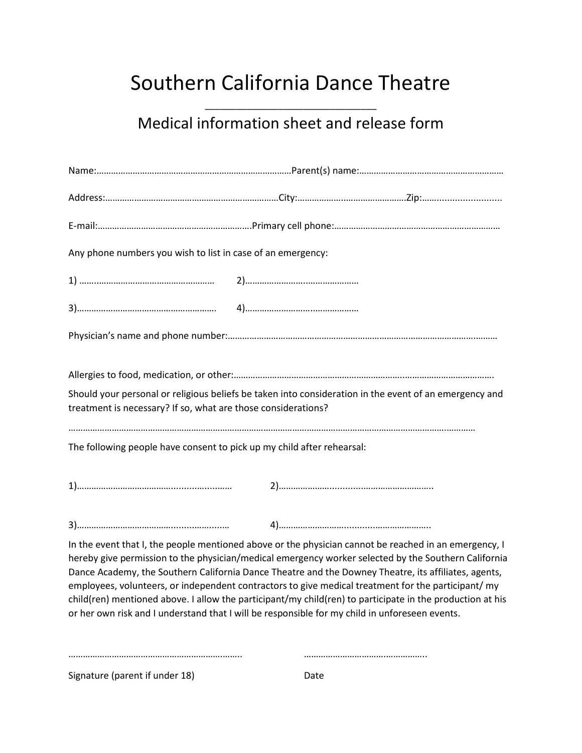# Southern California Dance Theatre

## Medical information sheet and release form

Name:………………………………………………………………………Parent(s) name:……………………………………………………

Address:………………………………………………………………City:………………………………………Zip:…..........................

E-mail:……………………………………………………..Primary cell phone:…………………………………………………………

Any phone numbers you wish to list in case of an emergency:

1) ……..……………………………………… 2)……………………..………………

3)………………………………………………. 4)……………………..………………

Physician's name and phone number:………………………………………………………………………………………..………

Allergies to food, medication, or other:……………………………………………………………..……………………………….

Should your personal or religious beliefs be taken into consideration in the event of an emergency and treatment is necessary? If so, what are those considerations?

……………………………………………………………………………………………………………………………………………………

The following people have consent to pick up my child after rehearsal:

1)………………………………......….....…...… 2)……………………..........………………………..

3)……………………………….....….....…...… 4)……………………….......……………………..

In the event that I, the people mentioned above or the physician cannot be reached in an emergency, I hereby give permission to the physician/medical emergency worker selected by the Southern California Dance Academy, the Southern California Dance Theatre and the Downey Theatre, its affiliates, agents, employees, volunteers, or independent contractors to give medical treatment for the participant/ my child(ren) mentioned above. I allow the participant/my child(ren) to participate in the production at his or her own risk and I understand that I will be responsible for my child in unforeseen events.

……………………………………………………….. ………………………………………….

Signature (parent if under 18) Date